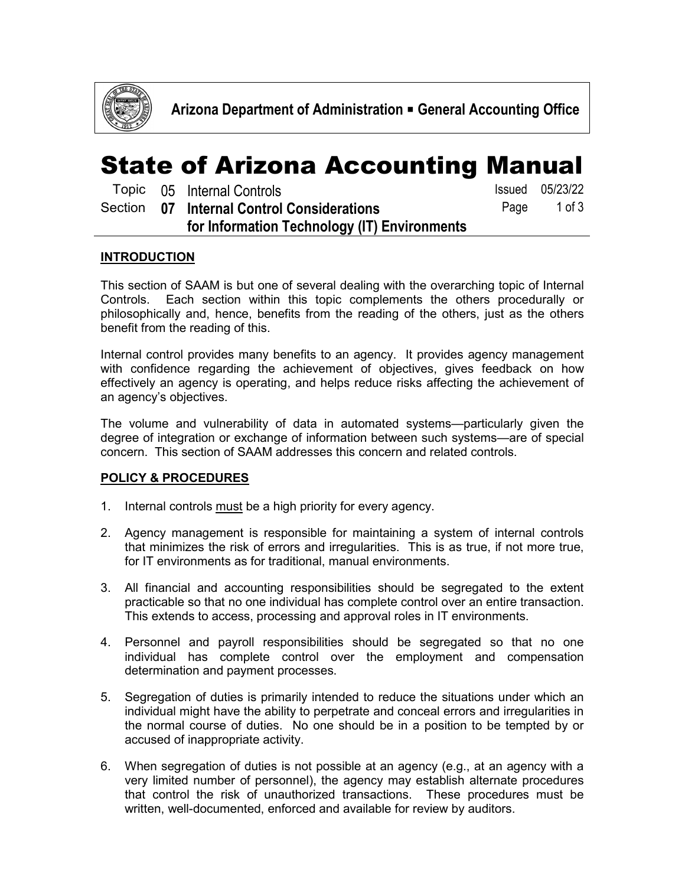Arizona Department of Administration ▪ General Accounting Office

# State of Arizona Accounting Manual

Topic 05 Internal Controls

Section **07 Internal Control Considerations for Information Technology (IT) Environments**

Issued 05/23/22

## INTRODUCTION

This section of SAAM is but one of several dealing with the overarching topic of Internal Controls. Each section within this topic complements the others procedurally or philosophically and, hence, benefits from the reading of the others, just as the others benefit from the reading of this.

Internal control provides many benefits to an agency. It provides agency management with confidence regarding the achievement of objectives, gives feedback on how effectively an agency is operating, and helps reduce risks affecting the achievement of an agency's objectives.

The volume and vulnerability of data in automated systems—particularly given the degree of integration or exchange of information between such systems—are of special concern. This section of SAAM addresses this concern and related controls.

## POLICY & PROCEDURES

1. Internal controls must be a high priority for every agency.

2. Agency management is responsible for maintaining a system of internal controls that minimizes the risk of errors and irregularities. This is as true, if not more true, for IT environments as for traditional, manual environments.

3. All financial and accounting responsibilities should be segregated to the extent practicable so that no one individual has complete control over an entire transaction. This extends to access, processing and approval roles in IT environments.

4. Personnel and payroll responsibilities should be segregated so that no one individual has complete control over the employment and compensation determination and payment processes.

5. Segregation of duties is primarily intended to reduce the situations under which an individual might have the ability to perpetrate and conceal errors and irregularities in the normal course of duties. No one should be in a position to be tempted by or accused of inappropriate activity.

6. When segregation of duties is not possible at an agency (e.g., at an agency with a very limited number of personnel), the agency may establish alternate procedures that control the risk of unauthorized transactions. These procedures must be written, well-documented, enforced and available for review by auditors.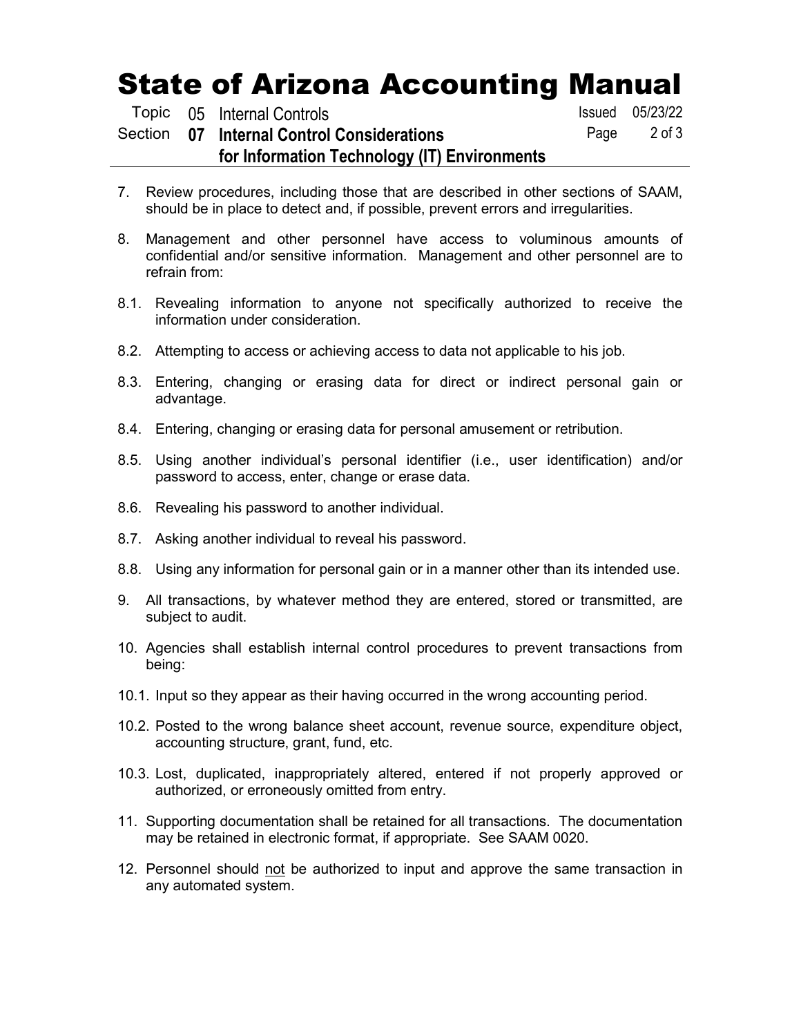7. Review procedures, including those that are described in other sections of SAAM, should be in place to detect and, if possible, prevent errors and irregularities.

8. Management and other personnel have access to voluminous amounts of confidential and/or sensitive information. Management and other personnel are to refrain from:

8.1. Revealing information to anyone not specifically authorized to receive the information under consideration.

8.2. Attempting to access or achieving access to data not applicable to his job.

8.3. Entering, changing or erasing data for direct or indirect personal gain or advantage.

8.4. Entering, changing or erasing data for personal amusement or retribution.

8.5. Using another individual's personal identifier (i.e., user identification) and/or password to access, enter, change or erase data.

8.6. Revealing his password to another individual.

8.7. Asking another individual to reveal his password.

8.8. Using any information for personal gain or in a manner other than its intended use.

9. All transactions, by whatever method they are entered, stored or transmitted, are subject to audit.

10. Agencies shall establish internal control procedures to prevent transactions from being:

10.1. Input so they appear as their having occurred in the wrong accounting period.

10.2. Posted to the wrong balance sheet account, revenue source, expenditure object, accounting structure, grant, fund, etc.

10.3. Lost, duplicated, inappropriately altered, entered if not properly approved or authorized, or erroneously omitted from entry.

11. Supporting documentation shall be retained for all transactions. The documentation may be retained in electronic format, if appropriate. See SAAM 0020.

12. Personnel should <u>not</u> be authorized to input and approve the same transaction in any automated system.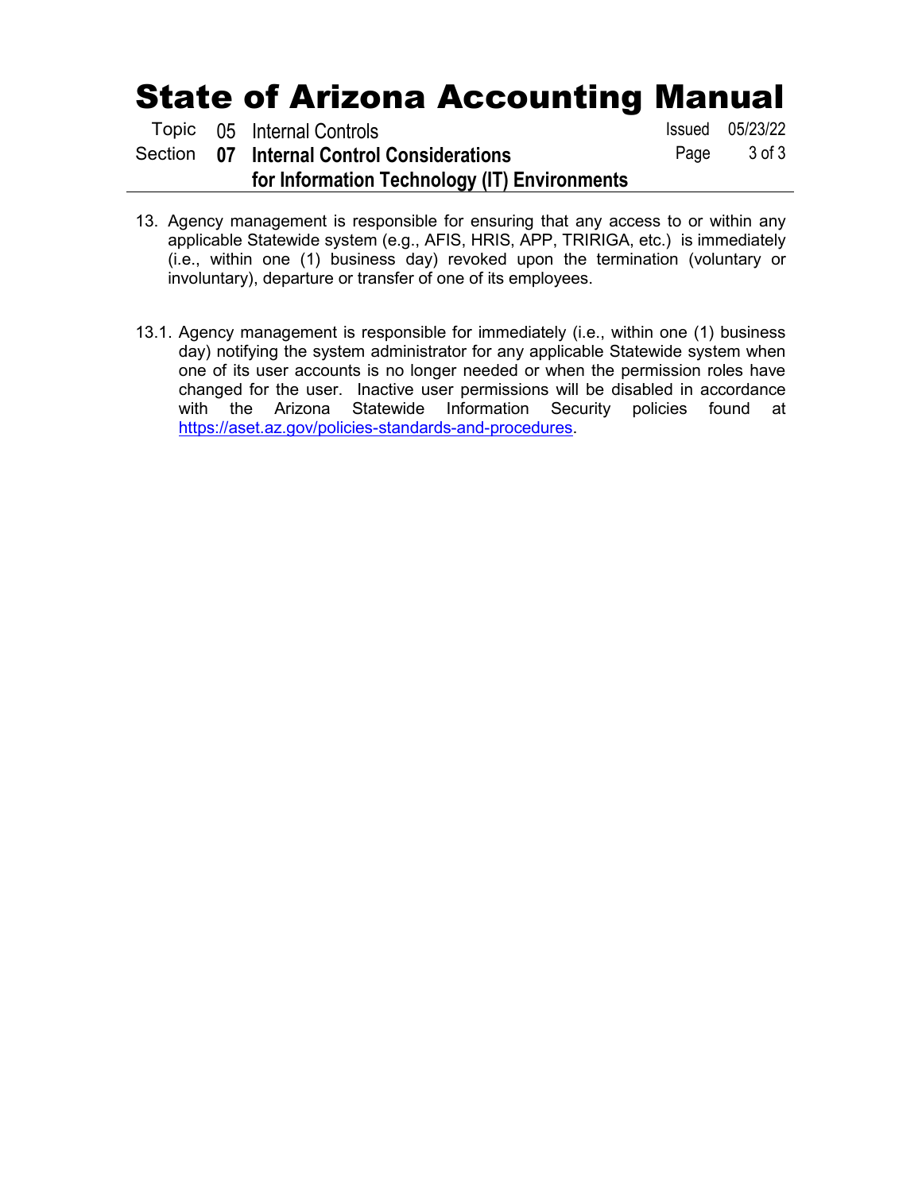13. Agency management is responsible for ensuring that any access to or within any applicable Statewide system (e.g., AFIS, HRIS, APP, TRIRIGA, etc.) is immediately (i.e., within one (1) business day) revoked upon the termination (voluntary or involuntary), departure or transfer of one of its employees.

13.1. Agency management is responsible for immediately (i.e., within one (1) business day) notifying the system administrator for any applicable Statewide system when one of its user accounts is no longer needed or when the permission roles have changed for the user. Inactive user permissions will be disabled in accordance with the Arizona Statewide Information Security policies found at [https://aset.az.gov/policies-standards-and-procedures](https://aset.az.gov/policies-standards-and-procedures).